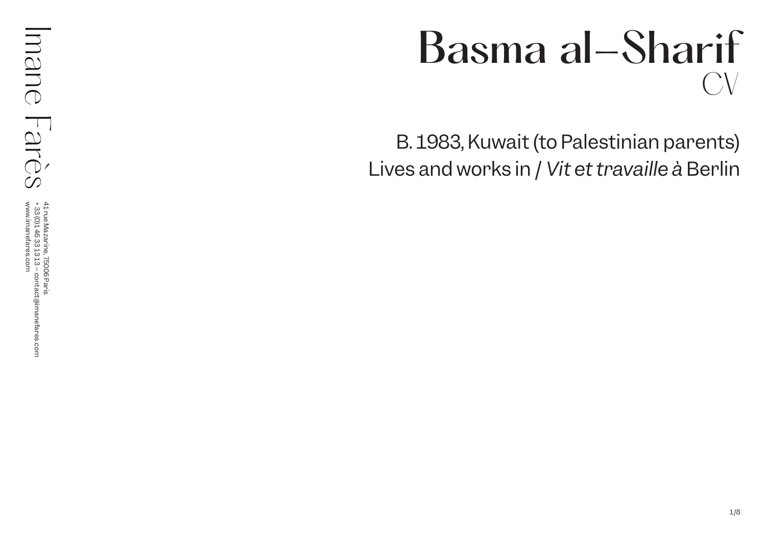# Basma al-Sharif

## CV

B. 1983, Kuwait (to Palestinian parents)

Lives and works in / *Vit et travaille à* Berlin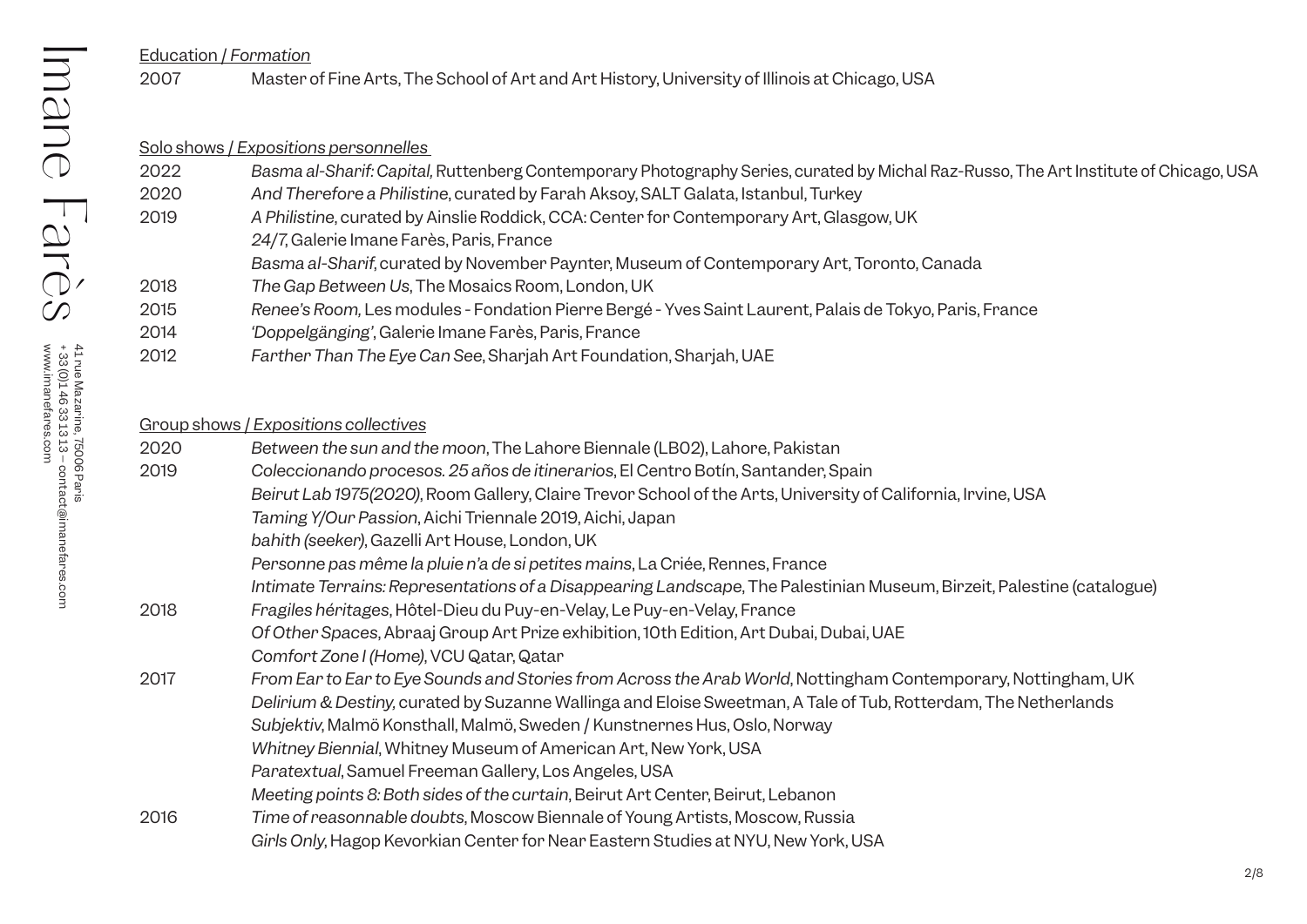## Education / *Formation*

| | |
|---|---|
| 2007 | Master of Fine Arts, The School of Art and Art History, University of Illinois at Chicago, USA |

## Solo shows / *Expositions personnelles*

| | |
|---|---|
| 2022 | *Basma al-Sharif: Capital,* Ruttenberg Contemporary Photography Series, curated by Michal Raz-Russo, The Art Institute of Chicago, USA |
| 2020 | *And Therefore a Philistine*, curated by Farah Aksoy, SALT Galata, Istanbul, Turkey |
| 2019 | *A Philistine*, curated by Ainslie Roddick, CCA: Center for Contemporary Art, Glasgow, UK |
| | *24/7*, Galerie Imane Farès, Paris, France |
| | *Basma al-Sharif*, curated by November Paynter, Museum of Contemporary Art, Toronto, Canada |
| 2018 | *The Gap Between Us*, The Mosaics Room, London, UK |
| 2015 | *Renee's Room,* Les modules - Fondation Pierre Bergé - Yves Saint Laurent, Palais de Tokyo, Paris, France |
| 2014 | *'Doppelgänging'*, Galerie Imane Farès, Paris, France |
| 2012 | *Farther Than The Eye Can See*, Sharjah Art Foundation, Sharjah, UAE |

## Group shows / *Expositions collectives*

| | |
|---|---|
| 2020 | *Between the sun and the moon*, The Lahore Biennale (LB02), Lahore, Pakistan |
| 2019 | *Coleccionando procesos. 25 años de itinerarios*, El Centro Botín, Santander, Spain |
| | *Beirut Lab 1975(2020)*, Room Gallery, Claire Trevor School of the Arts, University of California, Irvine, USA |
| | *Taming Y/Our Passion*, Aichi Triennale 2019, Aichi, Japan |
| | *bahith (seeker)*, Gazelli Art House, London, UK |
| | *Personne pas même la pluie n'a de si petites mains*, La Criée, Rennes, France |
| | *Intimate Terrains: Representations of a Disappearing Landscape*, The Palestinian Museum, Birzeit, Palestine (catalogue) |
| 2018 | *Fragiles héritages*, Hôtel-Dieu du Puy-en-Velay, Le Puy-en-Velay, France |
| | *Of Other Spaces*, Abraaj Group Art Prize exhibition, 10th Edition, Art Dubai, Dubai, UAE |
| | *Comfort Zone I (Home)*, VCU Qatar, Qatar |
| 2017 | *From Ear to Ear to Eye Sounds and Stories from Across the Arab World*, Nottingham Contemporary, Nottingham, UK |
| | *Delirium & Destiny,* curated by Suzanne Wallinga and Eloise Sweetman, A Tale of Tub, Rotterdam, The Netherlands |
| | *Subjektiv*, Malmö Konsthall, Malmö, Sweden / Kunstnernes Hus, Oslo, Norway |
| | *Whitney Biennial*, Whitney Museum of American Art, New York, USA |
| | *Paratextual*, Samuel Freeman Gallery, Los Angeles, USA |
| | *Meeting points 8: Both sides of the curtain*, Beirut Art Center, Beirut, Lebanon |
| 2016 | *Time of reasonnable doubts*, Moscow Biennale of Young Artists, Moscow, Russia |
| | *Girls Only*, Hagop Kevorkian Center for Near Eastern Studies at NYU, New York, USA |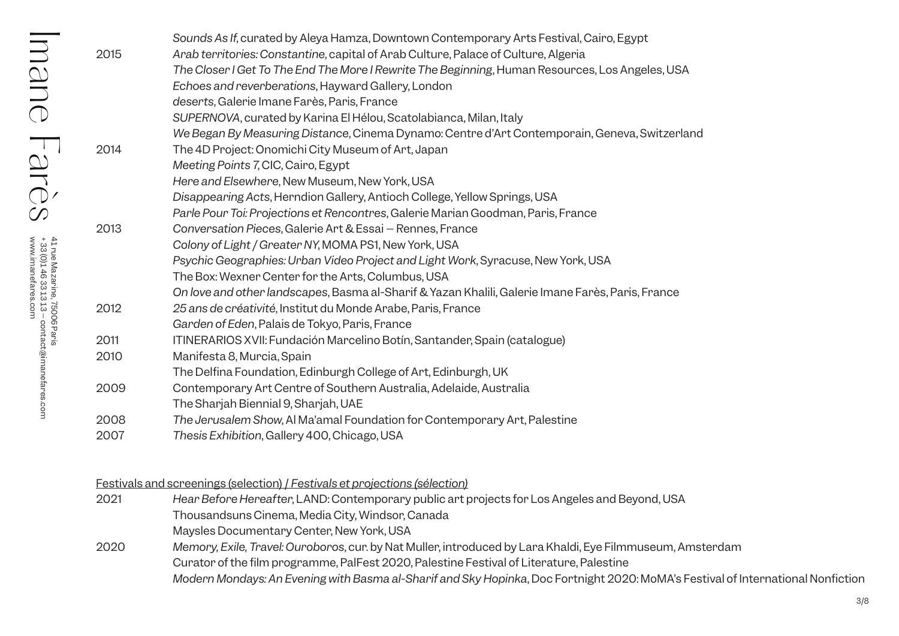| | |
|---|---|
| | *Sounds As If*, curated by Aleya Hamza, Downtown Contemporary Arts Festival, Cairo, Egypt |
| 2015 | *Arab territories: Constantine*, capital of Arab Culture, Palace of Culture, Algeria |
| | *The Closer I Get To The End The More I Rewrite The Beginning*, Human Resources, Los Angeles, USA |
| | *Echoes and reverberations*, Hayward Gallery, London |
| | *deserts*, Galerie Imane Farès, Paris, France |
| | *SUPERNOVA*, curated by Karina El Hélou, Scatolabianca, Milan, Italy |
| | *We Began By Measuring Distance*, Cinema Dynamo: Centre d'Art Contemporain, Geneva, Switzerland |
| 2014 | The 4D Project: Onomichi City Museum of Art, Japan |
| | *Meeting Points 7*, CIC, Cairo, Egypt |
| | *Here and Elsewhere*, New Museum, New York, USA |
| | *Disappearing Acts*, Herndion Gallery, Antioch College, Yellow Springs, USA |
| | *Parle Pour Toi: Projections et Rencontres*, Galerie Marian Goodman, Paris, France |
| 2013 | *Conversation Pieces*, Galerie Art & Essai – Rennes, France |
| | *Colony of Light / Greater NY*, MOMA PS1, New York, USA |
| | *Psychic Geographies: Urban Video Project and Light Work*, Syracuse, New York, USA |
| | The Box: Wexner Center for the Arts, Columbus, USA |
| | *On love and other landscapes*, Basma al-Sharif & Yazan Khalili, Galerie Imane Farès, Paris, France |
| 2012 | *25 ans de créativité*, Institut du Monde Arabe, Paris, France |
| | *Garden of Eden*, Palais de Tokyo, Paris, France |
| 2011 | ITINERARIOS XVII: Fundación Marcelino Botín, Santander, Spain (catalogue) |
| 2010 | Manifesta 8, Murcia, Spain |
| | The Delfina Foundation, Edinburgh College of Art, Edinburgh, UK |
| 2009 | Contemporary Art Centre of Southern Australia, Adelaide, Australia |
| | The Sharjah Biennial 9, Sharjah, UAE |
| 2008 | *The Jerusalem Show*, Al Ma'amal Foundation for Contemporary Art, Palestine |
| 2007 | *Thesis Exhibition*, Gallery 400, Chicago, USA |

Festivals and screenings (selection) / *Festivals et projections (sélection)*

| | |
|---|---|
| 2021 | *Hear Before Hereafter*, LAND: Contemporary public art projects for Los Angeles and Beyond, USA |
| | Thousandsuns Cinema, Media City, Windsor, Canada |
| | Maysles Documentary Center, New York, USA |
| 2020 | *Memory, Exile, Travel: Ouroboros*, cur. by Nat Muller, introduced by Lara Khaldi, Eye Filmmuseum, Amsterdam |
| | Curator of the film programme, PalFest 2020, Palestine Festival of Literature, Palestine |
| | *Modern Mondays: An Evening with Basma al-Sharif and Sky Hopinka*, Doc Fortnight 2020: MoMA's Festival of International Nonfiction |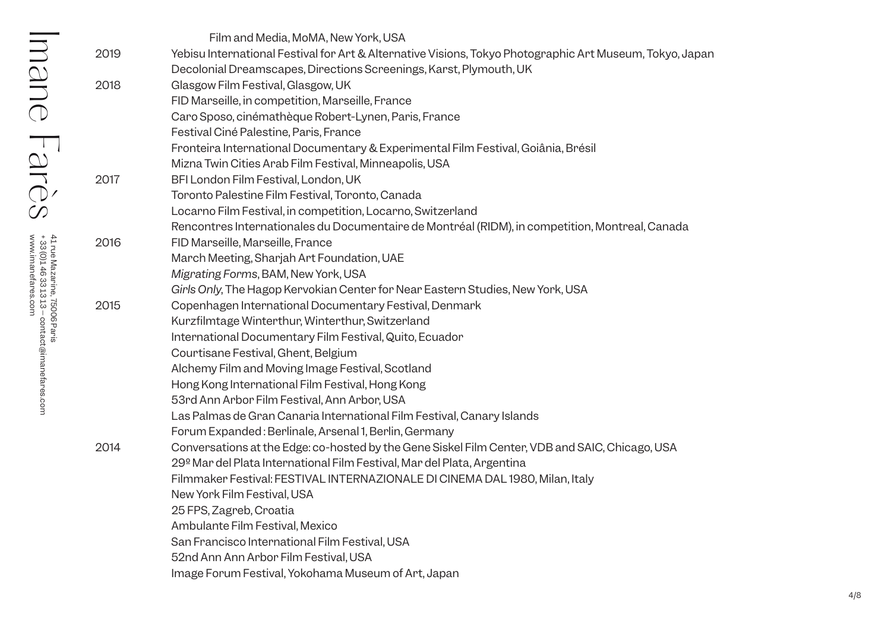| | |
|---|---|
| | Film and Media, MoMA, New York, USA |
| 2019 | Yebisu International Festival for Art & Alternative Visions, Tokyo Photographic Art Museum, Tokyo, Japan |
| | Decolonial Dreamscapes, Directions Screenings, Karst, Plymouth, UK |
| 2018 | Glasgow Film Festival, Glasgow, UK |
| | FID Marseille, in competition, Marseille, France |
| | Caro Sposo, cinémathèque Robert-Lynen, Paris, France |
| | Festival Ciné Palestine, Paris, France |
| | Fronteira International Documentary & Experimental Film Festival, Goiânia, Brésil |
| | Mizna Twin Cities Arab Film Festival, Minneapolis, USA |
| 2017 | BFI London Film Festival, London, UK |
| | Toronto Palestine Film Festival, Toronto, Canada |
| | Locarno Film Festival, in competition, Locarno, Switzerland |
| | Rencontres Internationales du Documentaire de Montréal (RIDM), in competition, Montreal, Canada |
| 2016 | FID Marseille, Marseille, France |
| | March Meeting, Sharjah Art Foundation, UAE |
| | *Migrating Forms*, BAM, New York, USA |
| | *Girls Only*, The Hagop Kervokian Center for Near Eastern Studies, New York, USA |
| 2015 | Copenhagen International Documentary Festival, Denmark |
| | Kurzfilmtage Winterthur, Winterthur, Switzerland |
| | International Documentary Film Festival, Quito, Ecuador |
| | Courtisane Festival, Ghent, Belgium |
| | Alchemy Film and Moving Image Festival, Scotland |
| | Hong Kong International Film Festival, Hong Kong |
| | 53rd Ann Arbor Film Festival, Ann Arbor, USA |
| | Las Palmas de Gran Canaria International Film Festival, Canary Islands |
| | Forum Expanded : Berlinale, Arsenal 1, Berlin, Germany |
| 2014 | Conversations at the Edge: co-hosted by the Gene Siskel Film Center, VDB and SAIC, Chicago, USA |
| | 29º Mar del Plata International Film Festival, Mar del Plata, Argentina |
| | Filmmaker Festival: FESTIVAL INTERNAZIONALE DI CINEMA DAL 1980, Milan, Italy |
| | New York Film Festival, USA |
| | 25 FPS, Zagreb, Croatia |
| | Ambulante Film Festival, Mexico |
| | San Francisco International Film Festival, USA |
| | 52nd Ann Ann Arbor Film Festival, USA |
| | Image Forum Festival, Yokohama Museum of Art, Japan |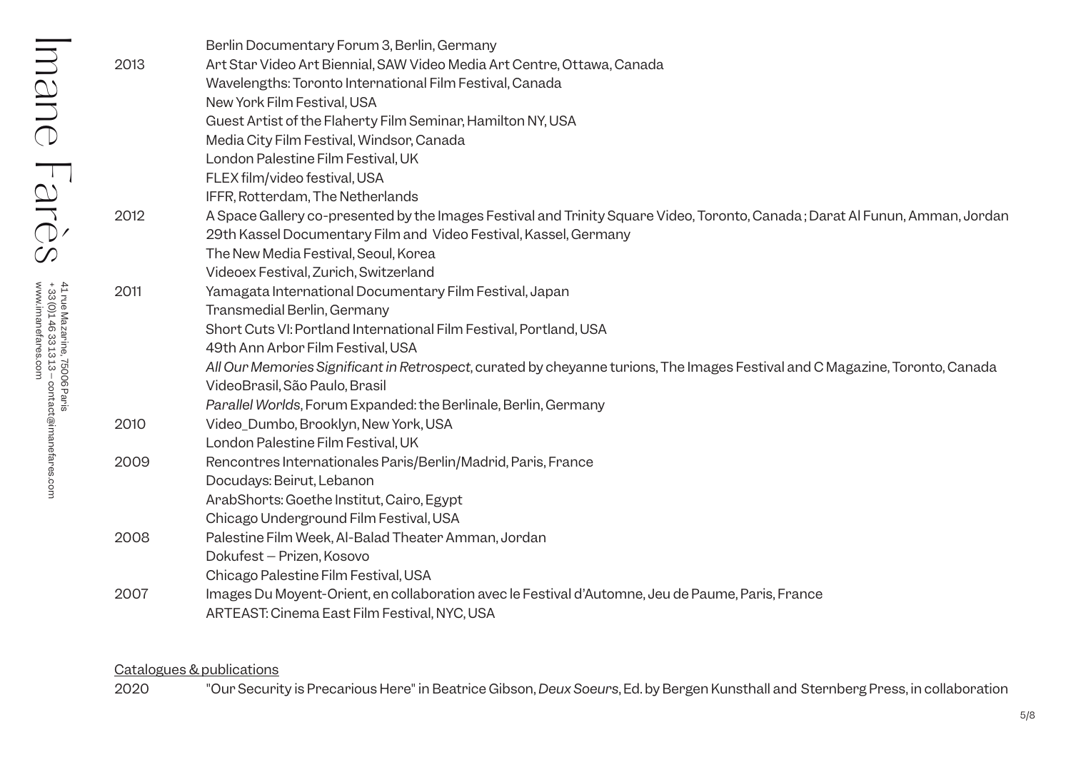| | |
|---|---|
| | Berlin Documentary Forum 3, Berlin, Germany |
| 2013 | Art Star Video Art Biennial, SAW Video Media Art Centre, Ottawa, Canada |
| | Wavelengths: Toronto International Film Festival, Canada |
| | New York Film Festival, USA |
| | Guest Artist of the Flaherty Film Seminar, Hamilton NY, USA |
| | Media City Film Festival, Windsor, Canada |
| | London Palestine Film Festival, UK |
| | FLEX film/video festival, USA |
| | IFFR, Rotterdam, The Netherlands |
| 2012 | A Space Gallery co-presented by the Images Festival and Trinity Square Video, Toronto, Canada ; Darat Al Funun, Amman, Jordan |
| | 29th Kassel Documentary Film and Video Festival, Kassel, Germany |
| | The New Media Festival, Seoul, Korea |
| | Videoex Festival, Zurich, Switzerland |
| 2011 | Yamagata International Documentary Film Festival, Japan |
| | Transmedial Berlin, Germany |
| | Short Cuts VI: Portland International Film Festival, Portland, USA |
| | 49th Ann Arbor Film Festival, USA |
| | *All Our Memories Significant in Retrospect*, curated by cheyanne turions, The Images Festival and C Magazine, Toronto, Canada |
| | VideoBrasil, São Paulo, Brasil |
| | *Parallel Worlds*, Forum Expanded: the Berlinale, Berlin, Germany |
| 2010 | Video_Dumbo, Brooklyn, New York, USA |
| | London Palestine Film Festival, UK |
| 2009 | Rencontres Internationales Paris/Berlin/Madrid, Paris, France |
| | Docudays: Beirut, Lebanon |
| | ArabShorts: Goethe Institut, Cairo, Egypt |
| | Chicago Underground Film Festival, USA |
| 2008 | Palestine Film Week, Al-Balad Theater Amman, Jordan |
| | Dokufest – Prizen, Kosovo |
| | Chicago Palestine Film Festival, USA |
| 2007 | Images Du Moyent-Orient, en collaboration avec le Festival d'Automne, Jeu de Paume, Paris, France |
| | ARTEAST: Cinema East Film Festival, NYC, USA |

## Catalogues & publications

| | |
|---|---|
| 2020 | "Our Security is Precarious Here" in Beatrice Gibson, *Deux Soeurs*, Ed. by Bergen Kunsthall and Sternberg Press, in collaboration |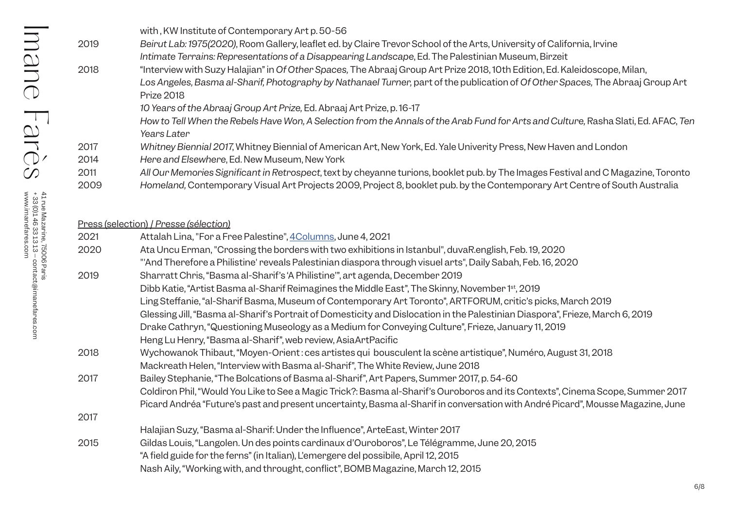with , KW Institute of Contemporary Art p. 50-56

2019 *Beirut Lab: 1975(2020)*, Room Gallery, leaflet ed. by Claire Trevor School of the Arts, University of California, Irvine
*Intimate Terrains: Representations of a Disappearing Landscape*, Ed. The Palestinian Museum, Birzeit

2018 "Interview with Suzy Halajian" in *Of Other Spaces,* The Abraaj Group Art Prize 2018, 10th Edition, Ed. Kaleidoscope, Milan,
*Los Angeles, Basma al-Sharif, Photography by Nathanael Turner,* part of the publication of *Of Other Spaces,* The Abraaj Group Art Prize 2018
*10 Years of the Abraaj Group Art Prize,* Ed. Abraaj Art Prize, p. 16-17
*How to Tell When the Rebels Have Won, A Selection from the Annals of the Arab Fund for Arts and Culture,* Rasha Slati, Ed. AFAC, *Ten Years Later*

2017 *Whitney Biennial 2017,* Whitney Biennial of American Art, New York, Ed. Yale Univerity Press, New Haven and London

2014 *Here and Elsewhere*, Ed. New Museum, New York

2011 *All Our Memories Significant in Retrospect*, text by cheyanne turions, booklet pub. by The Images Festival and C Magazine, Toronto

2009 *Homeland,* Contemporary Visual Art Projects 2009, Project 8, booklet pub. by the Contemporary Art Centre of South Australia

Press (selection) / *Presse (sélection)*

2021 Attalah Lina, "For a Free Palestine", 4Columns, June 4, 2021

2020 Ata Uncu Erman, "Crossing the borders with two exhibitions in Istanbul", duvaR.english, Feb. 19, 2020
"'And Therefore a Philistine' reveals Palestinian diaspora through visuel arts", Daily Sabah, Feb. 16, 2020

2019 Sharratt Chris, "Basma al-Sharif's 'A Philistine'", art agenda, December 2019
Dibb Katie, "Artist Basma al-Sharif Reimagines the Middle East", The Skinny, November 1st, 2019
Ling Steffanie, "al-Sharif Basma, Museum of Contemporary Art Toronto", ARTFORUM, critic's picks, March 2019
Glessing Jill, "Basma al-Sharif's Portrait of Domesticity and Dislocation in the Palestinian Diaspora", Frieze, March 6, 2019
Drake Cathryn, "Questioning Museology as a Medium for Conveying Culture", Frieze, January 11, 2019
Heng Lu Henry, "Basma al-Sharif", web review, AsiaArtPacific

2018 Wychowanok Thibaut, "Moyen-Orient : ces artistes qui bousculent la scène artistique", Numéro, August 31, 2018
Mackreath Helen, "Interview with Basma al-Sharif", The White Review, June 2018

2017 Bailey Stephanie, "The Bolcations of Basma al-Sharif", Art Papers, Summer 2017, p. 54-60
Coldiron Phil, "Would You Like to See a Magic Trick?: Basma al-Sharif's Ouroboros and its Contexts", Cinema Scope, Summer 2017
Picard Andréa "Future's past and present uncertainty, Basma al-Sharif in conversation with André Picard", Mousse Magazine, June 2017
Halajian Suzy, "Basma al-Sharif: Under the Influence", ArteEast, Winter 2017

2015 Gildas Louis, "Langolen. Un des points cardinaux d'Ouroboros", Le Télégramme, June 20, 2015
"A field guide for the ferns" (in Italian), L'emergere del possibile, April 12, 2015
Nash Aily, "Working with, and throught, conflict", BOMB Magazine, March 12, 2015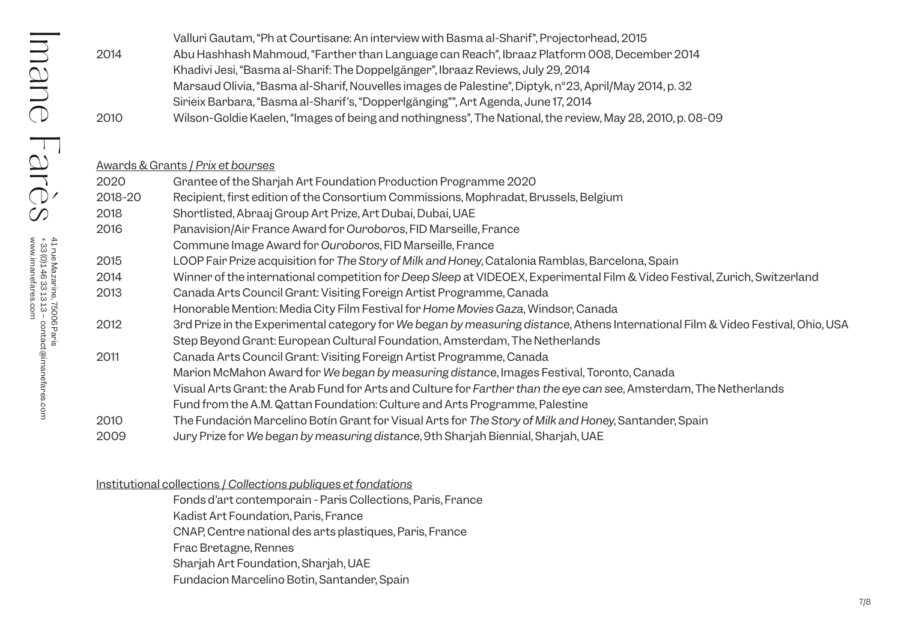| | |
|---|---|
| | Valluri Gautam, "Ph at Courtisane: An interview with Basma al-Sharif", Projectorhead, 2015 |
| 2014 | Abu Hashhash Mahmoud, "Farther than Language can Reach", Ibraaz Platform 008, December 2014 |
| | Khadivi Jesi, "Basma al-Sharif: The Doppelgänger", Ibraaz Reviews, July 29, 2014 |
| | Marsaud Olivia, "Basma al-Sharif, Nouvelles images de Palestine", Diptyk, n°23, April/May 2014, p. 32 |
| | Sirieix Barbara, "Basma al-Sharif's, "Dopperlgänging"", Art Agenda, June 17, 2014 |
| 2010 | Wilson-Goldie Kaelen, "Images of being and nothingness", The National, the review, May 28, 2010, p. 08-09 |

## Awards & Grants / *Prix et bourses*

| | |
|---|---|
| 2020 | Grantee of the Sharjah Art Foundation Production Programme 2020 |
| 2018-20 | Recipient, first edition of the Consortium Commissions, Mophradat, Brussels, Belgium |
| 2018 | Shortlisted, Abraaj Group Art Prize, Art Dubai, Dubai, UAE |
| 2016 | Panavision/Air France Award for *Ouroboros*, FID Marseille, France |
| | Commune Image Award for *Ouroboros*, FID Marseille, France |
| 2015 | LOOP Fair Prize acquisition for *The Story of Milk and Honey*, Catalonia Ramblas, Barcelona, Spain |
| 2014 | Winner of the international competition for *Deep Sleep* at VIDEOEX, Experimental Film & Video Festival, Zurich, Switzerland |
| 2013 | Canada Arts Council Grant: Visiting Foreign Artist Programme, Canada |
| | Honorable Mention: Media City Film Festival for *Home Movies Gaza*, Windsor, Canada |
| 2012 | 3rd Prize in the Experimental category for *We began by measuring distance*, Athens International Film & Video Festival, Ohio, USA |
| | Step Beyond Grant: European Cultural Foundation, Amsterdam, The Netherlands |
| 2011 | Canada Arts Council Grant: Visiting Foreign Artist Programme, Canada |
| | Marion McMahon Award for *We began by measuring distance*, Images Festival, Toronto, Canada |
| | Visual Arts Grant: the Arab Fund for Arts and Culture for *Farther than the eye can see*, Amsterdam, The Netherlands |
| | Fund from the A.M. Qattan Foundation: Culture and Arts Programme, Palestine |
| 2010 | The Fundación Marcelino Botín Grant for Visual Arts for *The Story of Milk and Honey*, Santander, Spain |
| 2009 | Jury Prize for *We began by measuring distance*, 9th Sharjah Biennial, Sharjah, UAE |

## Institutional collections / *Collections publiques et fondations*

Fonds d'art contemporain - Paris Collections, Paris, France
Kadist Art Foundation, Paris, France
CNAP, Centre national des arts plastiques, Paris, France
Frac Bretagne, Rennes
Sharjah Art Foundation, Sharjah, UAE
Fundacion Marcelino Botin, Santander, Spain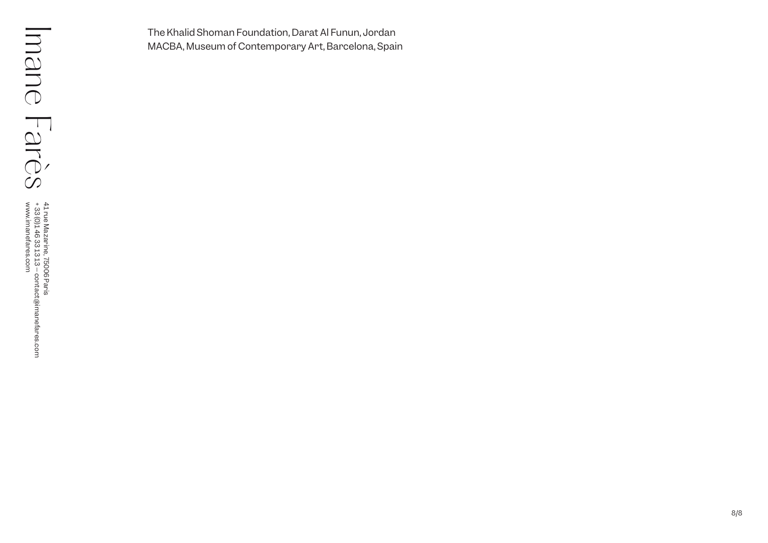The Khalid Shoman Foundation, Darat Al Funun, Jordan
MACBA, Museum of Contemporary Art, Barcelona, Spain